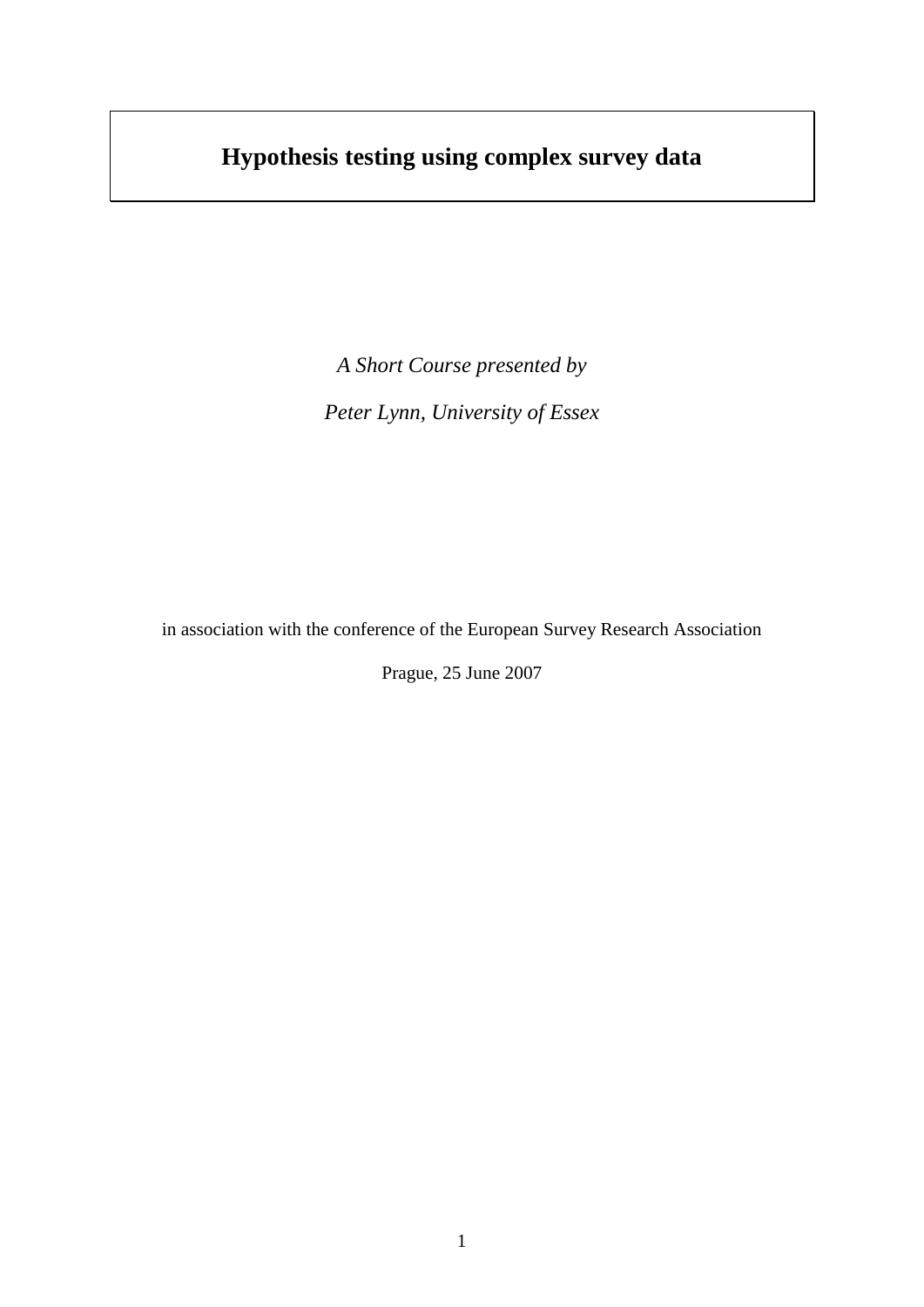# Hypothesis testing using complex survey data

*A Short Course presented by*

*Peter Lynn, University of Essex*

in association with the conference of the European Survey Research Association

Prague, 25 June 2007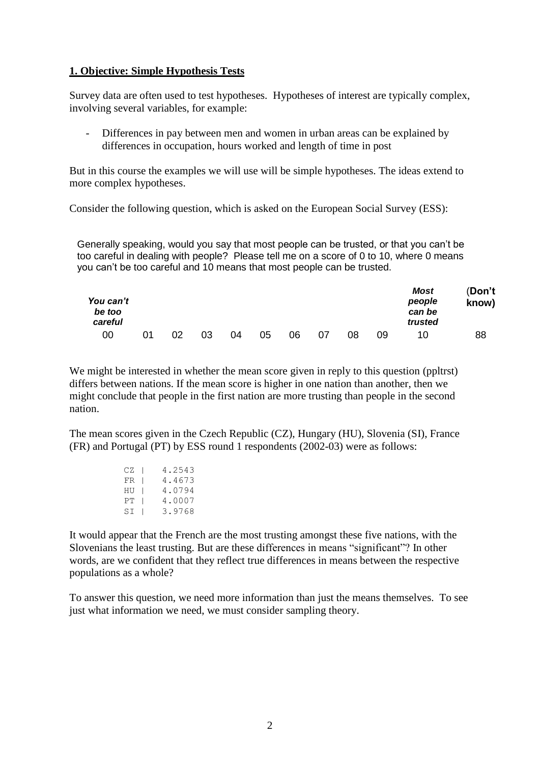## 1. Objective: Simple Hypothesis Tests

Survey data are often used to test hypotheses. Hypotheses of interest are typically complex, involving several variables, for example:

- Differences in pay between men and women in urban areas can be explained by differences in occupation, hours worked and length of time in post

But in this course the examples we will use will be simple hypotheses. The ideas extend to more complex hypotheses.

Consider the following question, which is asked on the European Social Survey (ESS):

> Generally speaking, would you say that most people can be trusted, or that you can't be too careful in dealing with people? Please tell me on a score of 0 to 10, where 0 means you can't be too careful and 10 means that most people can be trusted.

| ***You can't be too careful*** | | | | | | | | | | ***Most people can be trusted*** | **(Don't know)** |
|---|---|---|---|---|---|---|---|---|---|---|---|
| 00 | 01 | 02 | 03 | 04 | 05 | 06 | 07 | 08 | 09 | 10 | 88 |

We might be interested in whether the mean score given in reply to this question (ppltrst) differs between nations. If the mean score is higher in one nation than another, then we might conclude that people in the first nation are more trusting than people in the second nation.

The mean scores given in the Czech Republic (CZ), Hungary (HU), Slovenia (SI), France (FR) and Portugal (PT) by ESS round 1 respondents (2002-03) were as follows:

```
CZ |   4.2543
FR |   4.4673
HU |   4.0794
PT |   4.0007
SI |   3.9768
```

It would appear that the French are the most trusting amongst these five nations, with the Slovenians the least trusting. But are these differences in means "significant"? In other words, are we confident that they reflect true differences in means between the respective populations as a whole?

To answer this question, we need more information than just the means themselves. To see just what information we need, we must consider sampling theory.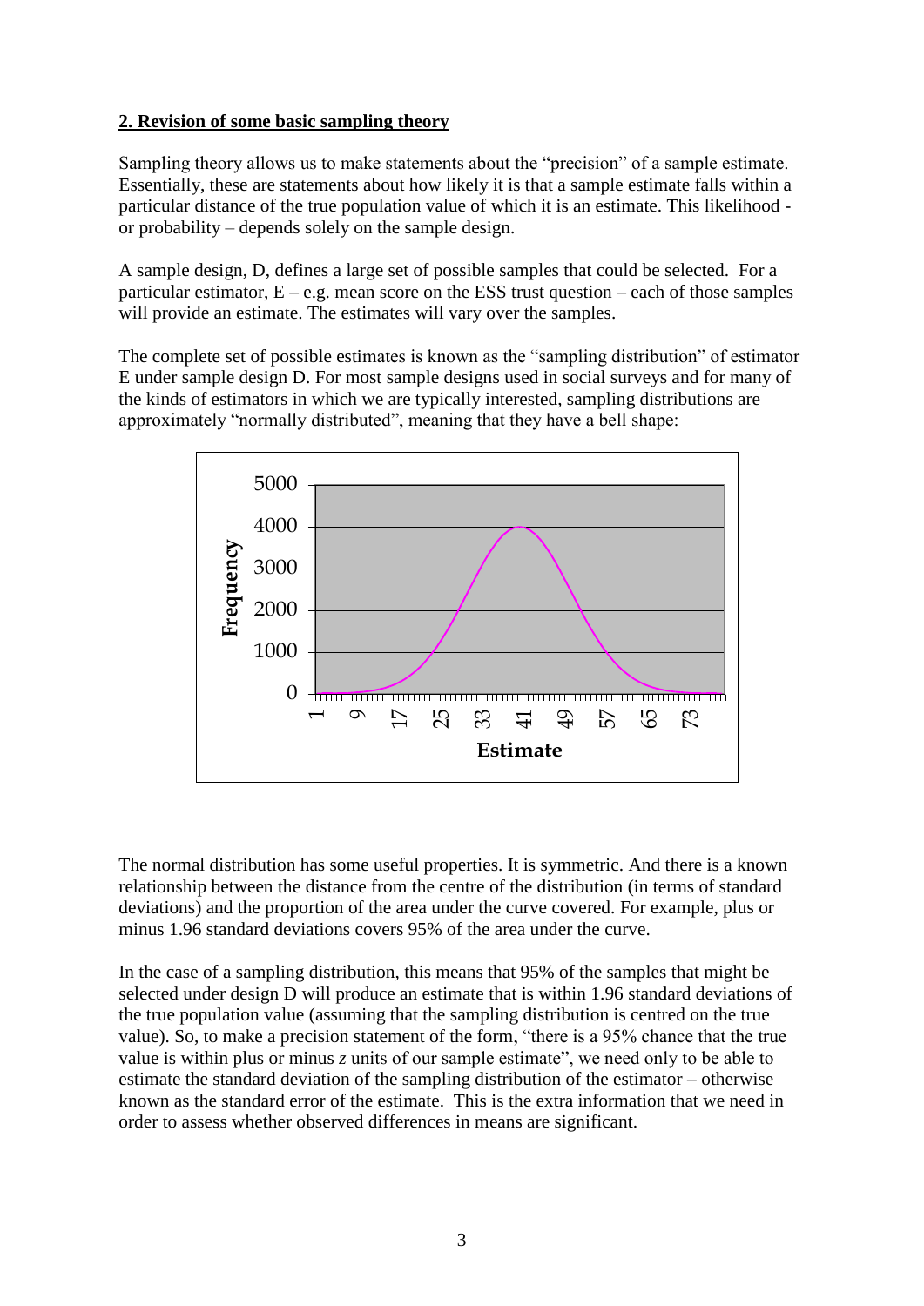## 2. Revision of some basic sampling theory

Sampling theory allows us to make statements about the "precision" of a sample estimate. Essentially, these are statements about how likely it is that a sample estimate falls within a particular distance of the true population value of which it is an estimate. This likelihood - or probability – depends solely on the sample design.

A sample design, D, defines a large set of possible samples that could be selected. For a particular estimator, E – e.g. mean score on the ESS trust question – each of those samples will provide an estimate. The estimates will vary over the samples.

The complete set of possible estimates is known as the "sampling distribution" of estimator E under sample design D. For most sample designs used in social surveys and for many of the kinds of estimators in which we are typically interested, sampling distributions are approximately "normally distributed", meaning that they have a bell shape:

The normal distribution has some useful properties. It is symmetric. And there is a known relationship between the distance from the centre of the distribution (in terms of standard deviations) and the proportion of the area under the curve covered. For example, plus or minus 1.96 standard deviations covers 95% of the area under the curve.

In the case of a sampling distribution, this means that 95% of the samples that might be selected under design D will produce an estimate that is within 1.96 standard deviations of the true population value (assuming that the sampling distribution is centred on the true value). So, to make a precision statement of the form, "there is a 95% chance that the true value is within plus or minus *z* units of our sample estimate", we need only to be able to estimate the standard deviation of the sampling distribution of the estimator – otherwise known as the standard error of the estimate. This is the extra information that we need in order to assess whether observed differences in means are significant.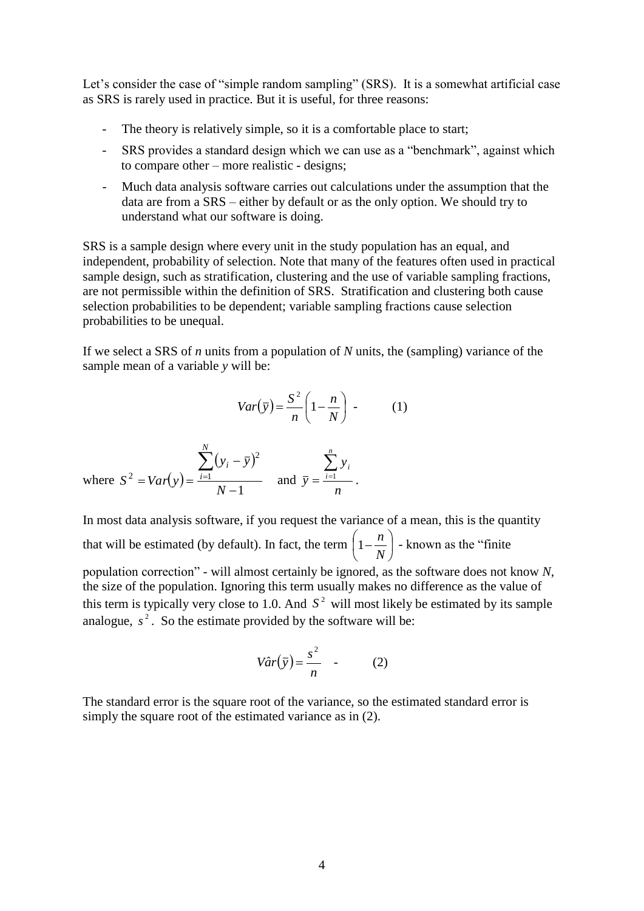Let's consider the case of "simple random sampling" (SRS). It is a somewhat artificial case as SRS is rarely used in practice. But it is useful, for three reasons:

- The theory is relatively simple, so it is a comfortable place to start;
- SRS provides a standard design which we can use as a "benchmark", against which to compare other – more realistic - designs;
- Much data analysis software carries out calculations under the assumption that the data are from a SRS – either by default or as the only option. We should try to understand what our software is doing.

SRS is a sample design where every unit in the study population has an equal, and independent, probability of selection. Note that many of the features often used in practical sample design, such as stratification, clustering and the use of variable sampling fractions, are not permissible within the definition of SRS. Stratification and clustering both cause selection probabilities to be dependent; variable sampling fractions cause selection probabilities to be unequal.

If we select a SRS of *n* units from a population of *N* units, the (sampling) variance of the sample mean of a variable *y* will be:

$$Var(\bar{y}) = \frac{S^2}{n}\left(1 - \frac{n}{N}\right) \quad - \qquad (1)$$

where $S^2 = Var(y) = \frac{\sum_{i=1}^{N}(y_i - \bar{y})^2}{N-1}$ and $\bar{y} = \frac{\sum_{i=1}^{n} y_i}{n}$.

In most data analysis software, if you request the variance of a mean, this is the quantity that will be estimated (by default). In fact, the term $\left(1 - \frac{n}{N}\right)$ - known as the "finite population correction" - will almost certainly be ignored, as the software does not know *N*, the size of the population. Ignoring this term usually makes no difference as the value of this term is typically very close to 1.0. And $S^2$ will most likely be estimated by its sample analogue, $s^2$. So the estimate provided by the software will be:

$$V\hat{a}r(\bar{y}) = \frac{s^2}{n} \quad - \qquad (2)$$

The standard error is the square root of the variance, so the estimated standard error is simply the square root of the estimated variance as in (2).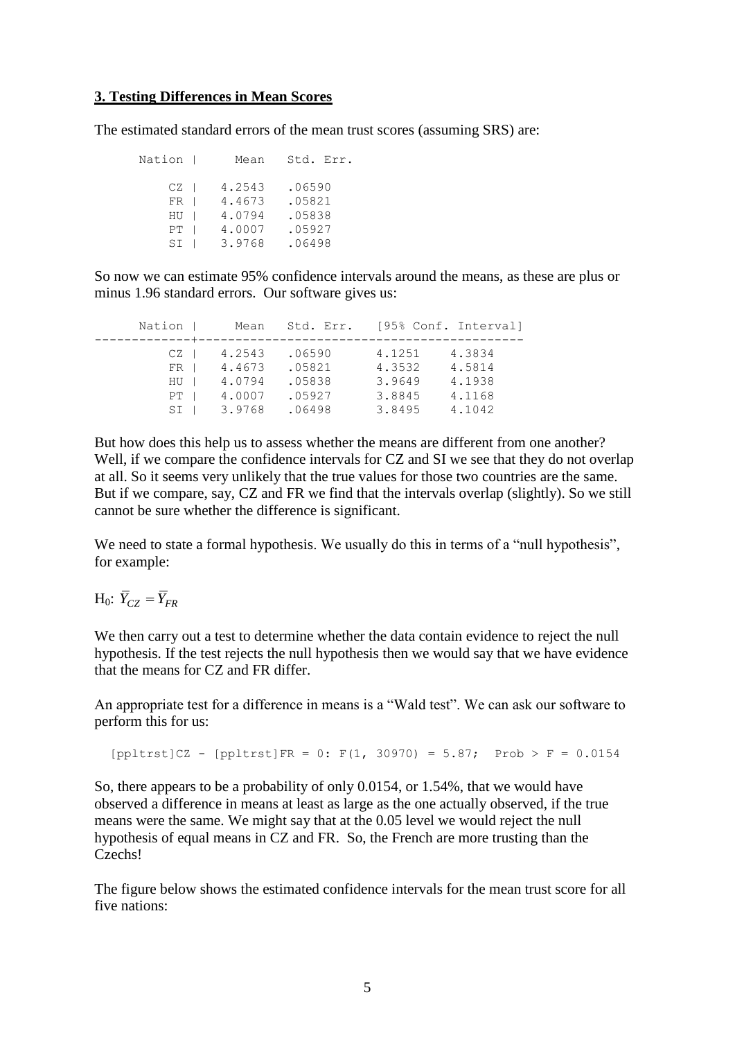## 3. Testing Differences in Mean Scores

The estimated standard errors of the mean trust scores (assuming SRS) are:

| Nation | Mean | Std. Err. |
|---|---|---|
| CZ | 4.2543 | .06590 |
| FR | 4.4673 | .05821 |
| HU | 4.0794 | .05838 |
| PT | 4.0007 | .05927 |
| SI | 3.9768 | .06498 |

So now we can estimate 95% confidence intervals around the means, as these are plus or minus 1.96 standard errors. Our software gives us:

| Nation | Mean | Std. Err. | [95% Conf. | Interval] |
|---|---|---|---|---|
| CZ | 4.2543 | .06590 | 4.1251 | 4.3834 |
| FR | 4.4673 | .05821 | 4.3532 | 4.5814 |
| HU | 4.0794 | .05838 | 3.9649 | 4.1938 |
| PT | 4.0007 | .05927 | 3.8845 | 4.1168 |
| SI | 3.9768 | .06498 | 3.8495 | 4.1042 |

But how does this help us to assess whether the means are different from one another? Well, if we compare the confidence intervals for CZ and SI we see that they do not overlap at all. So it seems very unlikely that the true values for those two countries are the same. But if we compare, say, CZ and FR we find that the intervals overlap (slightly). So we still cannot be sure whether the difference is significant.

We need to state a formal hypothesis. We usually do this in terms of a "null hypothesis", for example:

$H_0$: $\overline{Y}_{CZ} = \overline{Y}_{FR}$

We then carry out a test to determine whether the data contain evidence to reject the null hypothesis. If the test rejects the null hypothesis then we would say that we have evidence that the means for CZ and FR differ.

An appropriate test for a difference in means is a "Wald test". We can ask our software to perform this for us:

```
[ppltrst]CZ - [ppltrst]FR = 0: F(1, 30970) = 5.87;  Prob > F = 0.0154
```

So, there appears to be a probability of only 0.0154, or 1.54%, that we would have observed a difference in means at least as large as the one actually observed, if the true means were the same. We might say that at the 0.05 level we would reject the null hypothesis of equal means in CZ and FR. So, the French are more trusting than the Czechs!

The figure below shows the estimated confidence intervals for the mean trust score for all five nations: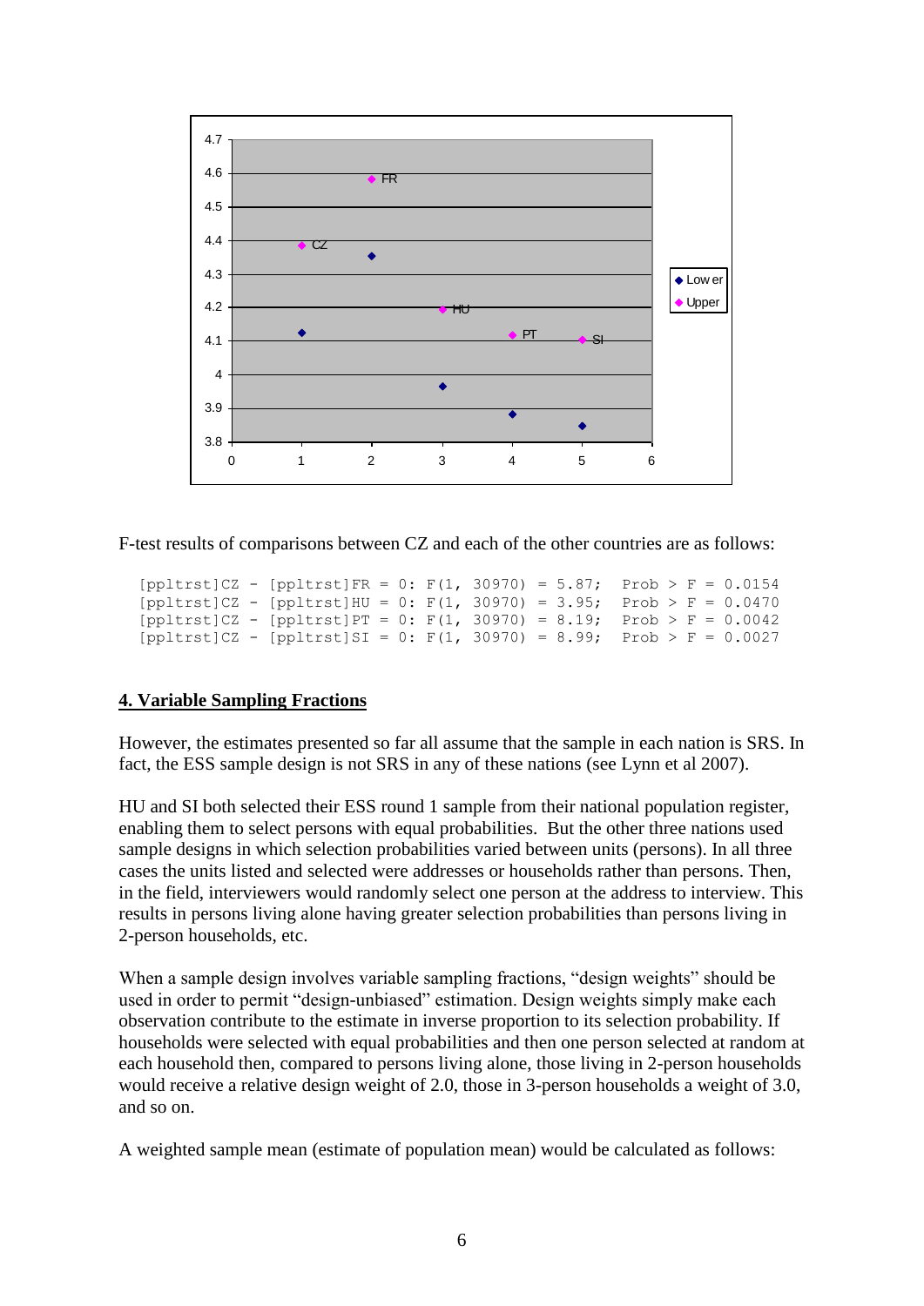F-test results of comparisons between CZ and each of the other countries are as follows:

```
[ppltrst]CZ - [ppltrst]FR = 0: F(1, 30970) = 5.87;  Prob > F = 0.0154
[ppltrst]CZ - [ppltrst]HU = 0: F(1, 30970) = 3.95;  Prob > F = 0.0470
[ppltrst]CZ - [ppltrst]PT = 0: F(1, 30970) = 8.19;  Prob > F = 0.0042
[ppltrst]CZ - [ppltrst]SI = 0: F(1, 30970) = 8.99;  Prob > F = 0.0027
```

## 4. Variable Sampling Fractions

However, the estimates presented so far all assume that the sample in each nation is SRS. In fact, the ESS sample design is not SRS in any of these nations (see Lynn et al 2007).

HU and SI both selected their ESS round 1 sample from their national population register, enabling them to select persons with equal probabilities. But the other three nations used sample designs in which selection probabilities varied between units (persons). In all three cases the units listed and selected were addresses or households rather than persons. Then, in the field, interviewers would randomly select one person at the address to interview. This results in persons living alone having greater selection probabilities than persons living in 2-person households, etc.

When a sample design involves variable sampling fractions, "design weights" should be used in order to permit "design-unbiased" estimation. Design weights simply make each observation contribute to the estimate in inverse proportion to its selection probability. If households were selected with equal probabilities and then one person selected at random at each household then, compared to persons living alone, those living in 2-person households would receive a relative design weight of 2.0, those in 3-person households a weight of 3.0, and so on.

A weighted sample mean (estimate of population mean) would be calculated as follows: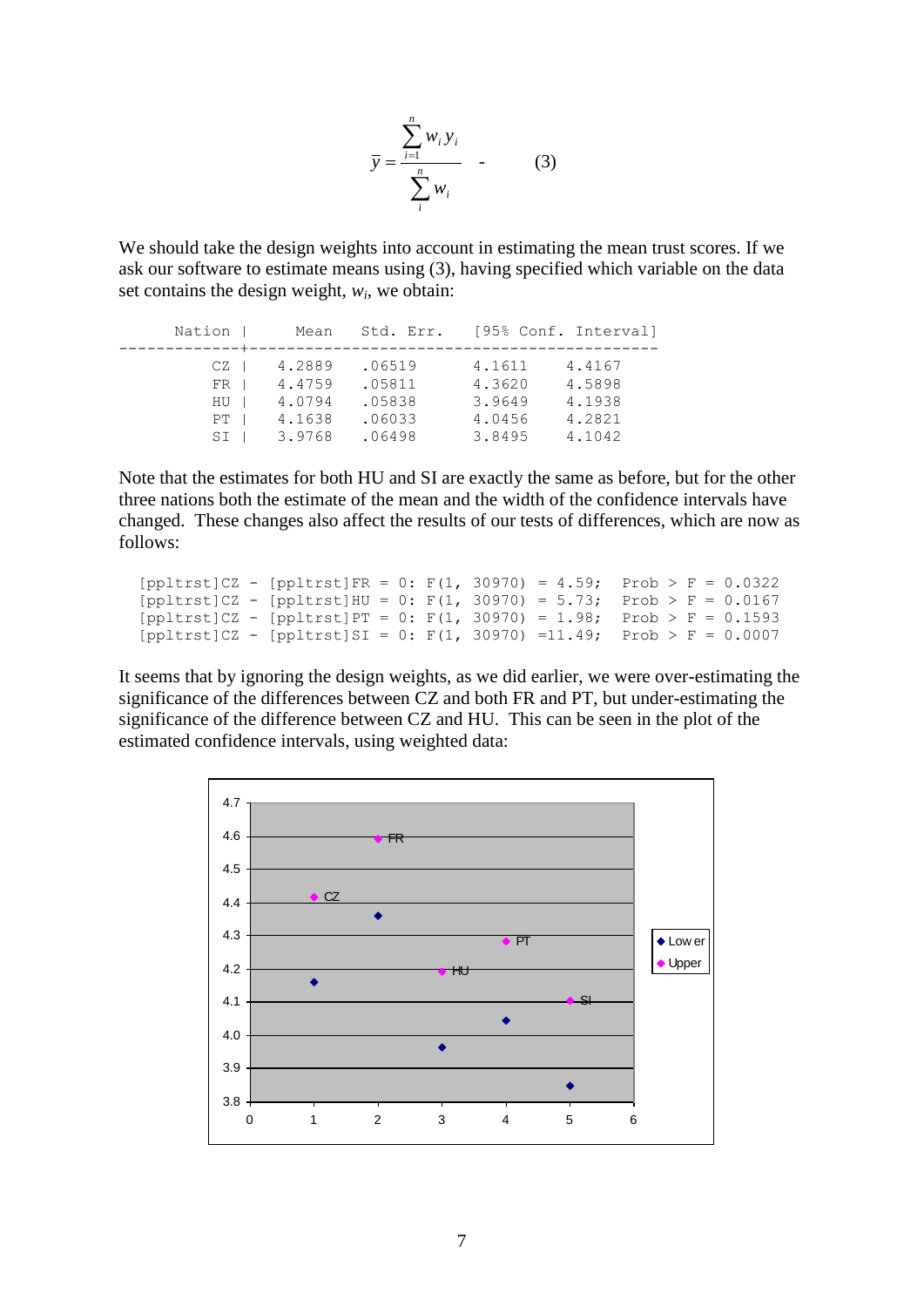$$\bar{y} = \frac{\sum_{i=1}^{n} w_i y_i}{\sum_{i}^{n} w_i} \quad - \qquad (3)$$

We should take the design weights into account in estimating the mean trust scores. If we ask our software to estimate means using (3), having specified which variable on the data set contains the design weight, $w_i$, we obtain:

```
      Nation |      Mean   Std. Err.    [95% Conf. Interval]
-------------+------------------------------------------------
          CZ |    4.2889   .06519       4.1611     4.4167
          FR |    4.4759   .05811       4.3620     4.5898
          HU |    4.0794   .05838       3.9649     4.1938
          PT |    4.1638   .06033       4.0456     4.2821
          SI |    3.9768   .06498       3.8495     4.1042
```

Note that the estimates for both HU and SI are exactly the same as before, but for the other three nations both the estimate of the mean and the width of the confidence intervals have changed. These changes also affect the results of our tests of differences, which are now as follows:

```
[ppltrst]CZ - [ppltrst]FR = 0: F(1, 30970) = 4.59;  Prob > F = 0.0322
[ppltrst]CZ - [ppltrst]HU = 0: F(1, 30970) = 5.73;  Prob > F = 0.0167
[ppltrst]CZ - [ppltrst]PT = 0: F(1, 30970) = 1.98;  Prob > F = 0.1593
[ppltrst]CZ - [ppltrst]SI = 0: F(1, 30970) =11.49;  Prob > F = 0.0007
```

It seems that by ignoring the design weights, as we did earlier, we were over-estimating the significance of the differences between CZ and both FR and PT, but under-estimating the significance of the difference between CZ and HU. This can be seen in the plot of the estimated confidence intervals, using weighted data: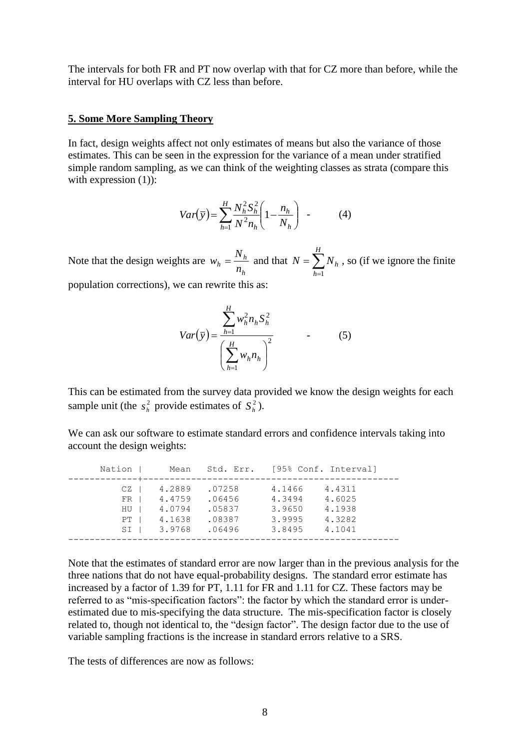The intervals for both FR and PT now overlap with that for CZ more than before, while the interval for HU overlaps with CZ less than before.

## 5. Some More Sampling Theory

In fact, design weights affect not only estimates of means but also the variance of those estimates. This can be seen in the expression for the variance of a mean under stratified simple random sampling, as we can think of the weighting classes as strata (compare this with expression (1)):

$$Var(\bar{y}) = \sum_{h=1}^{H} \frac{N_h^2 S_h^2}{N^2 n_h}\left(1 - \frac{n_h}{N_h}\right) \quad - \quad (4)$$

Note that the design weights are $w_h = \frac{N_h}{n_h}$ and that $N = \sum_{h=1}^{H} N_h$, so (if we ignore the finite population corrections), we can rewrite this as:

$$Var(\bar{y}) = \frac{\sum_{h=1}^{H} w_h^2 n_h S_h^2}{\left(\sum_{h=1}^{H} w_h n_h\right)^2} \quad - \quad (5)$$

This can be estimated from the survey data provided we know the design weights for each sample unit (the $s_h^2$ provide estimates of $S_h^2$).

We can ask our software to estimate standard errors and confidence intervals taking into account the design weights:

| Nation | Mean | Std. Err. | [95% Conf. | Interval] |
|---|---|---|---|---|
| CZ | 4.2889 | .07258 | 4.1466 | 4.4311 |
| FR | 4.4759 | .06456 | 4.3494 | 4.6025 |
| HU | 4.0794 | .05837 | 3.9650 | 4.1938 |
| PT | 4.1638 | .08387 | 3.9995 | 4.3282 |
| SI | 3.9768 | .06496 | 3.8495 | 4.1041 |

Note that the estimates of standard error are now larger than in the previous analysis for the three nations that do not have equal-probability designs. The standard error estimate has increased by a factor of 1.39 for PT, 1.11 for FR and 1.11 for CZ. These factors may be referred to as "mis-specification factors": the factor by which the standard error is under-estimated due to mis-specifying the data structure. The mis-specification factor is closely related to, though not identical to, the "design factor". The design factor due to the use of variable sampling fractions is the increase in standard errors relative to a SRS.

The tests of differences are now as follows: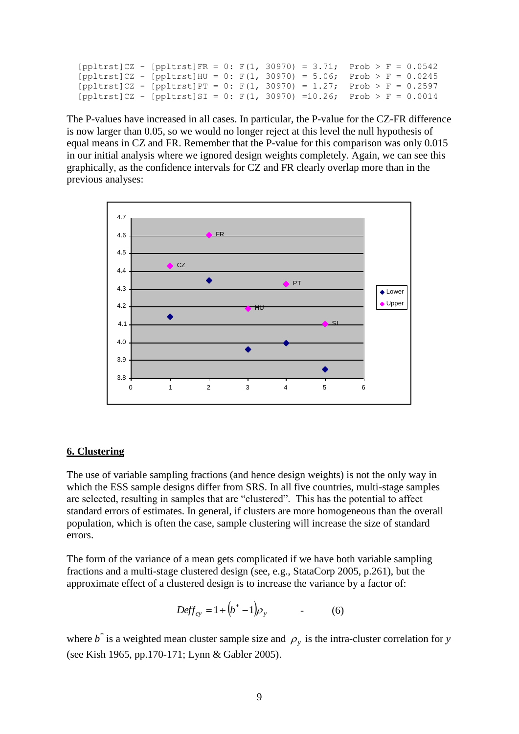```
[ppltrst]CZ - [ppltrst]FR = 0: F(1, 30970) = 3.71;  Prob > F = 0.0542
[ppltrst]CZ - [ppltrst]HU = 0: F(1, 30970) = 5.06;  Prob > F = 0.0245
[ppltrst]CZ - [ppltrst]PT = 0: F(1, 30970) = 1.27;  Prob > F = 0.2597
[ppltrst]CZ - [ppltrst]SI = 0: F(1, 30970) =10.26;  Prob > F = 0.0014
```

The P-values have increased in all cases. In particular, the P-value for the CZ-FR difference is now larger than 0.05, so we would no longer reject at this level the null hypothesis of equal means in CZ and FR. Remember that the P-value for this comparison was only 0.015 in our initial analysis where we ignored design weights completely. Again, we can see this graphically, as the confidence intervals for CZ and FR clearly overlap more than in the previous analyses:

## 6. Clustering

The use of variable sampling fractions (and hence design weights) is not the only way in which the ESS sample designs differ from SRS. In all five countries, multi-stage samples are selected, resulting in samples that are "clustered". This has the potential to affect standard errors of estimates. In general, if clusters are more homogeneous than the overall population, which is often the case, sample clustering will increase the size of standard errors.

The form of the variance of a mean gets complicated if we have both variable sampling fractions and a multi-stage clustered design (see, e.g., StataCorp 2005, p.261), but the approximate effect of a clustered design is to increase the variance by a factor of:

$$Deff_{cy} = 1 + \left(b^{*} - 1\right)\rho_y \qquad - \qquad (6)$$

where $b^{*}$ is a weighted mean cluster sample size and $\rho_y$ is the intra-cluster correlation for $y$ (see Kish 1965, pp.170-171; Lynn & Gabler 2005).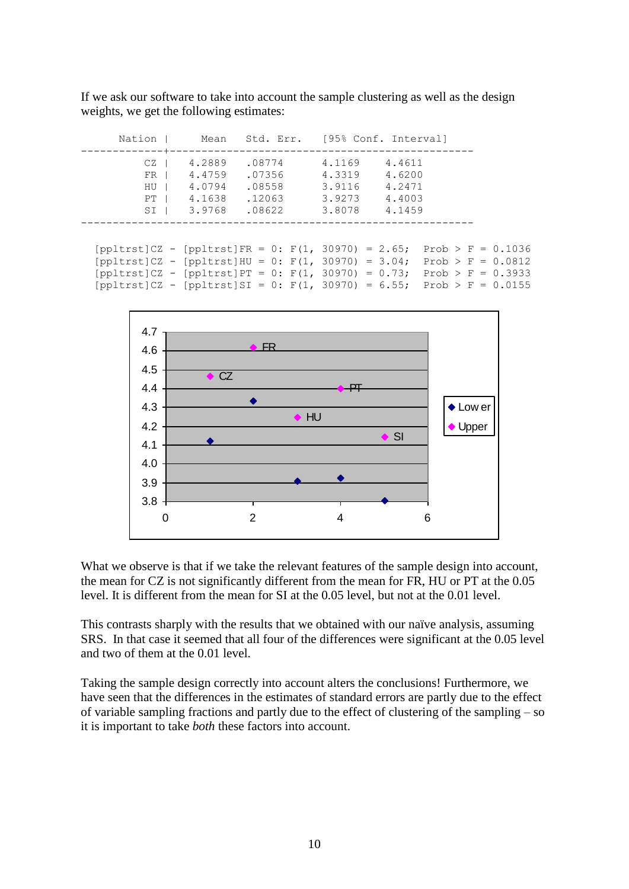If we ask our software to take into account the sample clustering as well as the design weights, we get the following estimates:

```
      Nation |      Mean   Std. Err.    [95% Conf. Interval]
-------------+----------------------------------------------
          CZ |    4.2889    .08774      4.1169     4.4611
          FR |    4.4759    .07356      4.3319     4.6200
          HU |    4.0794    .08558      3.9116     4.2471
          PT |    4.1638    .12063      3.9273     4.4003
          SI |    3.9768    .08622      3.8078     4.1459
------------------------------------------------------------

  [ppltrst]CZ - [ppltrst]FR = 0: F(1, 30970) = 2.65;  Prob > F = 0.1036
  [ppltrst]CZ - [ppltrst]HU = 0: F(1, 30970) = 3.04;  Prob > F = 0.0812
  [ppltrst]CZ - [ppltrst]PT = 0: F(1, 30970) = 0.73;  Prob > F = 0.3933
  [ppltrst]CZ - [ppltrst]SI = 0: F(1, 30970) = 6.55;  Prob > F = 0.0155
```

What we observe is that if we take the relevant features of the sample design into account, the mean for CZ is not significantly different from the mean for FR, HU or PT at the 0.05 level. It is different from the mean for SI at the 0.05 level, but not at the 0.01 level.

This contrasts sharply with the results that we obtained with our naïve analysis, assuming SRS. In that case it seemed that all four of the differences were significant at the 0.05 level and two of them at the 0.01 level.

Taking the sample design correctly into account alters the conclusions! Furthermore, we have seen that the differences in the estimates of standard errors are partly due to the effect of variable sampling fractions and partly due to the effect of clustering of the sampling – so it is important to take *both* these factors into account.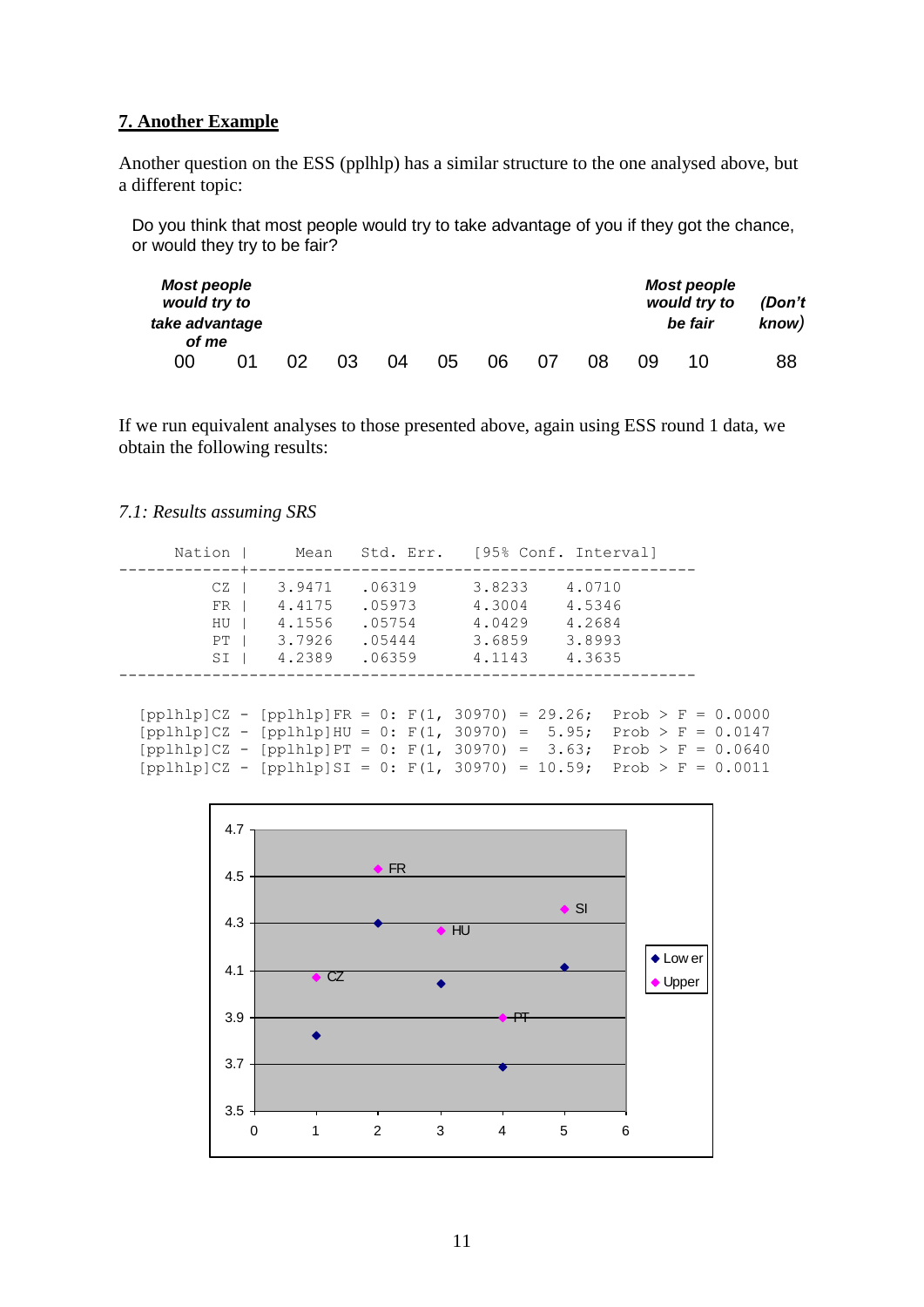## 7. Another Example

Another question on the ESS (pplhlp) has a similar structure to the one analysed above, but a different topic:

> Do you think that most people would try to take advantage of you if they got the chance, or would they try to be fair?

| *Most people would try to take advantage of me* | | | | | | | | | | *Most people would try to be fair* | *(Don't know)* |
|---|---|---|---|---|---|---|---|---|---|---|---|
| 00 | 01 | 02 | 03 | 04 | 05 | 06 | 07 | 08 | 09 | 10 | 88 |

If we run equivalent analyses to those presented above, again using ESS round 1 data, we obtain the following results:

*7.1: Results assuming SRS*

```
      Nation |      Mean   Std. Err.    [95% Conf. Interval]
-------------+----------------------------------------------------
          CZ |    3.9471    .06319       3.8233      4.0710
          FR |    4.4175    .05973       4.3004      4.5346
          HU |    4.1556    .05754       4.0429      4.2684
          PT |    3.7926    .05444       3.6859      3.8993
          SI |    4.2389    .06359       4.1143      4.3635
------------------------------------------------------------------

 [pplhlp]CZ - [pplhlp]FR = 0: F(1, 30970) = 29.26;  Prob > F = 0.0000
 [pplhlp]CZ - [pplhlp]HU = 0: F(1, 30970) =  5.95;  Prob > F = 0.0147
 [pplhlp]CZ - [pplhlp]PT = 0: F(1, 30970) =  3.63;  Prob > F = 0.0640
 [pplhlp]CZ - [pplhlp]SI = 0: F(1, 30970) = 10.59;  Prob > F = 0.0011
```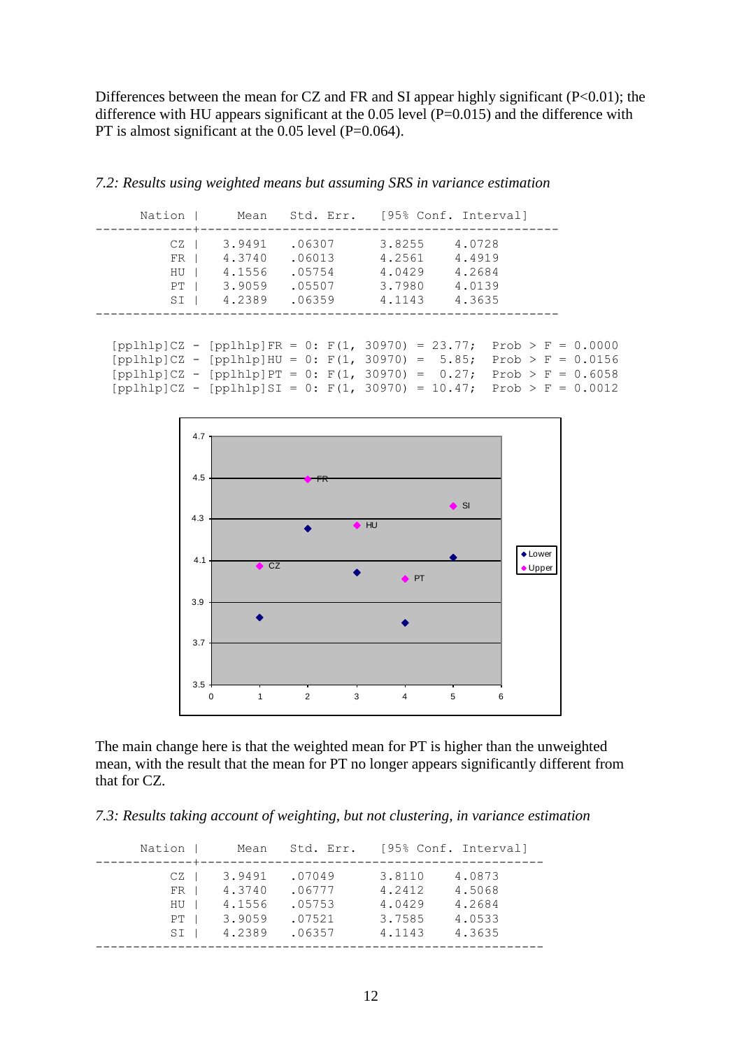Differences between the mean for CZ and FR and SI appear highly significant ($P<0.01$); the difference with HU appears significant at the 0.05 level ($P=0.015$) and the difference with PT is almost significant at the 0.05 level ($P=0.064$).

*7.2: Results using weighted means but assuming SRS in variance estimation*

```
      Nation |      Mean   Std. Err.    [95% Conf. Interval]
-------------+--------------------------------------------------
          CZ |   3.9491   .06307        3.8255    4.0728
          FR |   4.3740   .06013        4.2561    4.4919
          HU |   4.1556   .05754        4.0429    4.2684
          PT |   3.9059   .05507        3.7980    4.0139
          SI |   4.2389   .06359        4.1143    4.3635
----------------------------------------------------------------
```

```
 [pplhlp]CZ - [pplhlp]FR = 0: F(1, 30970) = 23.77;  Prob > F = 0.0000
 [pplhlp]CZ - [pplhlp]HU = 0: F(1, 30970) =  5.85;  Prob > F = 0.0156
 [pplhlp]CZ - [pplhlp]PT = 0: F(1, 30970) =  0.27;  Prob > F = 0.6058
 [pplhlp]CZ - [pplhlp]SI = 0: F(1, 30970) = 10.47;  Prob > F = 0.0012
```

The main change here is that the weighted mean for PT is higher than the unweighted mean, with the result that the mean for PT no longer appears significantly different from that for CZ.

*7.3: Results taking account of weighting, but not clustering, in variance estimation*

```
      Nation |      Mean   Std. Err.    [95% Conf. Interval]
-------------+-----------------------------------------------
          CZ |   3.9491   .07049        3.8110    4.0873
          FR |   4.3740   .06777        4.2412    4.5068
          HU |   4.1556   .05753        4.0429    4.2684
          PT |   3.9059   .07521        3.7585    4.0533
          SI |   4.2389   .06357        4.1143    4.3635
-------------------------------------------------------------
```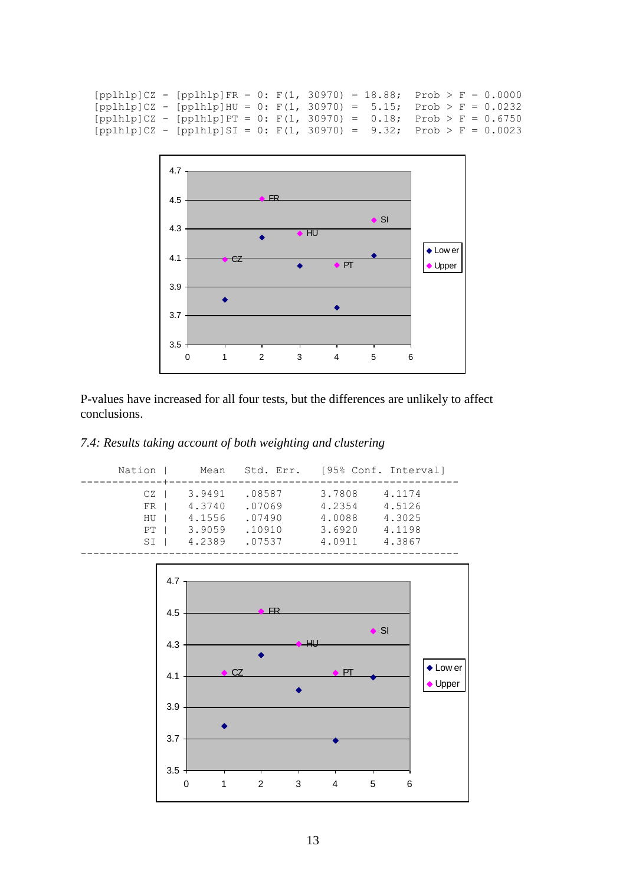```
[pplhlp]CZ - [pplhlp]FR = 0: F(1, 30970) = 18.88;  Prob > F = 0.0000
[pplhlp]CZ - [pplhlp]HU = 0: F(1, 30970) =  5.15;  Prob > F = 0.0232
[pplhlp]CZ - [pplhlp]PT = 0: F(1, 30970) =  0.18;  Prob > F = 0.6750
[pplhlp]CZ - [pplhlp]SI = 0: F(1, 30970) =  9.32;  Prob > F = 0.0023
```

P-values have increased for all four tests, but the differences are unlikely to affect conclusions.

*7.4: Results taking account of both weighting and clustering*

| Nation | Mean | Std. Err. | [95% Conf. | Interval] |
|---|---|---|---|---|
| CZ | 3.9491 | .08587 | 3.7808 | 4.1174 |
| FR | 4.3740 | .07069 | 4.2354 | 4.5126 |
| HU | 4.1556 | .07490 | 4.0088 | 4.3025 |
| PT | 3.9059 | .10910 | 3.6920 | 4.1198 |
| SI | 4.2389 | .07537 | 4.0911 | 4.3867 |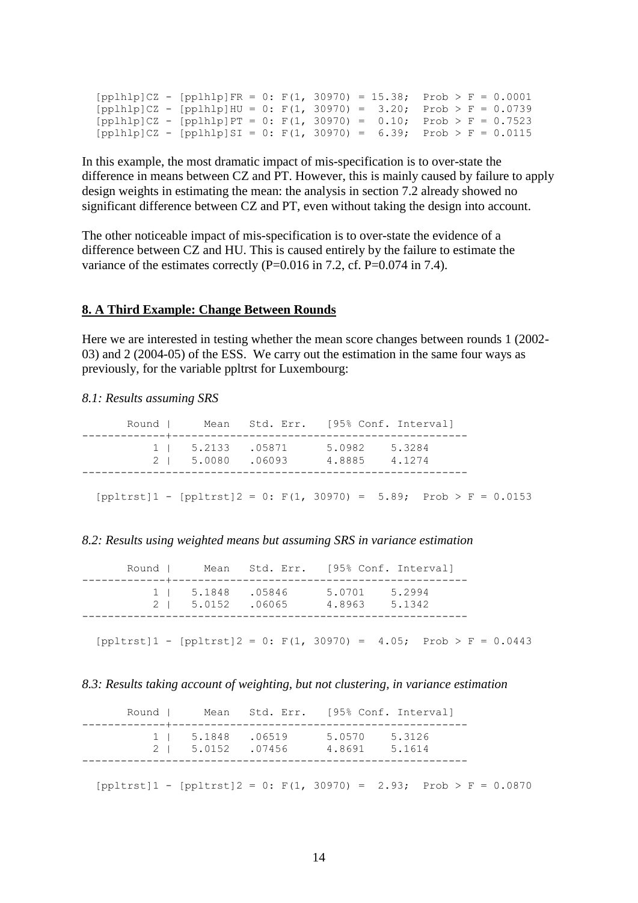```
  [pplhlp]CZ - [pplhlp]FR = 0: F(1, 30970) = 15.38;  Prob > F = 0.0001
  [pplhlp]CZ - [pplhlp]HU = 0: F(1, 30970) =  3.20;  Prob > F = 0.0739
  [pplhlp]CZ - [pplhlp]PT = 0: F(1, 30970) =  0.10;  Prob > F = 0.7523
  [pplhlp]CZ - [pplhlp]SI = 0: F(1, 30970) =  6.39;  Prob > F = 0.0115
```

In this example, the most dramatic impact of mis-specification is to over-state the difference in means between CZ and PT. However, this is mainly caused by failure to apply design weights in estimating the mean: the analysis in section 7.2 already showed no significant difference between CZ and PT, even without taking the design into account.

The other noticeable impact of mis-specification is to over-state the evidence of a difference between CZ and HU. This is caused entirely by the failure to estimate the variance of the estimates correctly (P=0.016 in 7.2, cf. P=0.074 in 7.4).

## 8. A Third Example: Change Between Rounds

Here we are interested in testing whether the mean score changes between rounds 1 (2002-03) and 2 (2004-05) of the ESS. We carry out the estimation in the same four ways as previously, for the variable ppltrst for Luxembourg:

*8.1: Results assuming SRS*

```
       Round |      Mean   Std. Err.    [95% Conf. Interval]
-------------+----------------------------------------------
           1 |    5.2133   .05871       5.0982    5.3284
           2 |    5.0080   .06093       4.8885    4.1274
------------------------------------------------------------

  [ppltrst]1 - [ppltrst]2 = 0: F(1, 30970) =  5.89;  Prob > F = 0.0153
```

*8.2: Results using weighted means but assuming SRS in variance estimation*

```
       Round |      Mean   Std. Err.    [95% Conf. Interval]
-------------+----------------------------------------------
           1 |    5.1848   .05846       5.0701    5.2994
           2 |    5.0152   .06065       4.8963    5.1342
------------------------------------------------------------

  [ppltrst]1 - [ppltrst]2 = 0: F(1, 30970) =  4.05;  Prob > F = 0.0443
```

*8.3: Results taking account of weighting, but not clustering, in variance estimation*

```
       Round |      Mean   Std. Err.    [95% Conf. Interval]
-------------+----------------------------------------------
           1 |    5.1848   .06519       5.0570    5.3126
           2 |    5.0152   .07456       4.8691    5.1614
------------------------------------------------------------

  [ppltrst]1 - [ppltrst]2 = 0: F(1, 30970) =  2.93;  Prob > F = 0.0870
```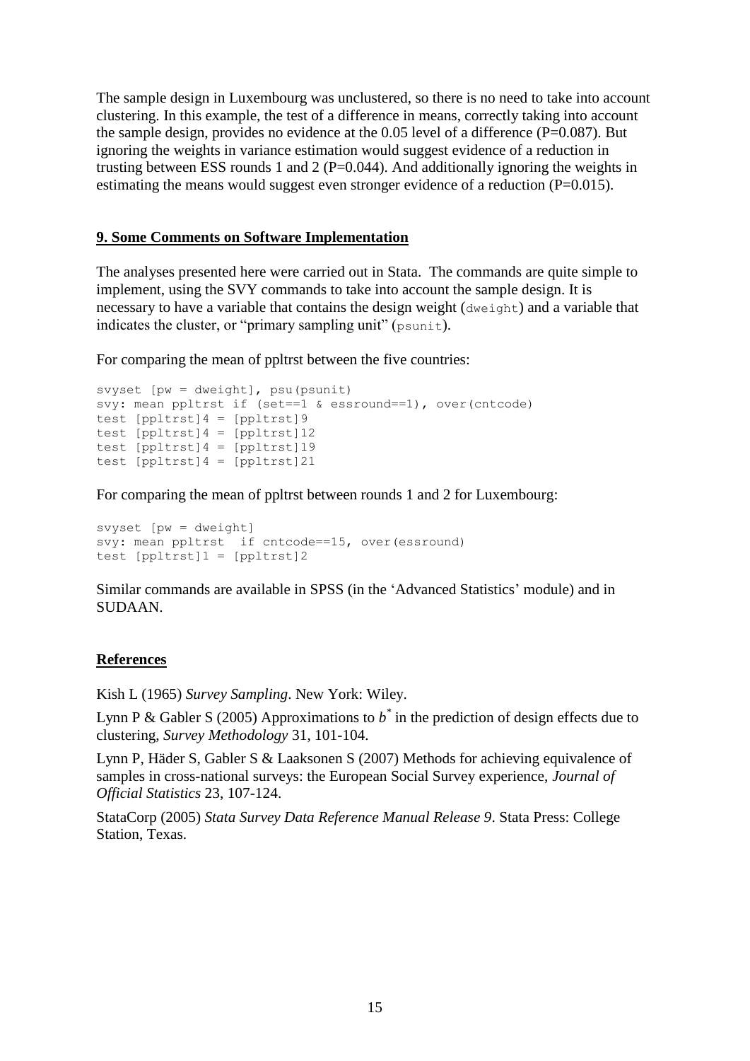The sample design in Luxembourg was unclustered, so there is no need to take into account clustering. In this example, the test of a difference in means, correctly taking into account the sample design, provides no evidence at the 0.05 level of a difference (P=0.087). But ignoring the weights in variance estimation would suggest evidence of a reduction in trusting between ESS rounds 1 and 2 (P=0.044). And additionally ignoring the weights in estimating the means would suggest even stronger evidence of a reduction (P=0.015).

## 9. Some Comments on Software Implementation

The analyses presented here were carried out in Stata. The commands are quite simple to implement, using the SVY commands to take into account the sample design. It is necessary to have a variable that contains the design weight (`dweight`) and a variable that indicates the cluster, or "primary sampling unit" (`psunit`).

For comparing the mean of ppltrst between the five countries:

```
svyset [pw = dweight], psu(psunit)
svy: mean ppltrst if (set==1 & essround==1), over(cntcode)
test [ppltrst]4 = [ppltrst]9
test [ppltrst]4 = [ppltrst]12
test [ppltrst]4 = [ppltrst]19
test [ppltrst]4 = [ppltrst]21
```

For comparing the mean of ppltrst between rounds 1 and 2 for Luxembourg:

```
svyset [pw = dweight]
svy: mean ppltrst  if cntcode==15, over(essround)
test [ppltrst]1 = [ppltrst]2
```

Similar commands are available in SPSS (in the 'Advanced Statistics' module) and in SUDAAN.

## References

Kish L (1965) *Survey Sampling*. New York: Wiley.

Lynn P & Gabler S (2005) Approximations to $b^*$ in the prediction of design effects due to clustering, *Survey Methodology* 31, 101-104.

Lynn P, Häder S, Gabler S & Laaksonen S (2007) Methods for achieving equivalence of samples in cross-national surveys: the European Social Survey experience, *Journal of Official Statistics* 23, 107-124.

StataCorp (2005) *Stata Survey Data Reference Manual Release 9*. Stata Press: College Station, Texas.